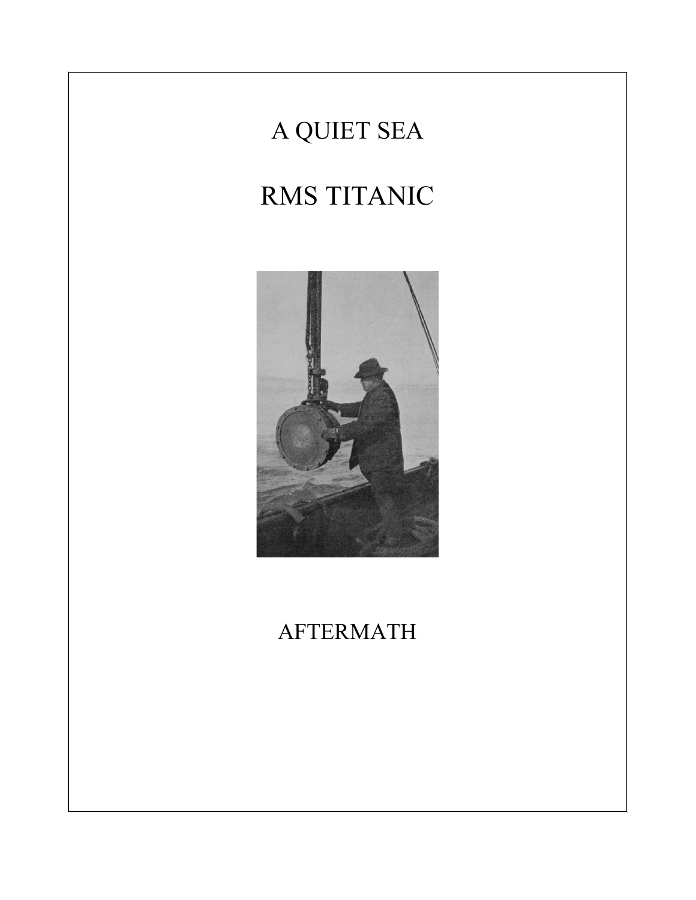# A QUIET SEA

# RMS TITANIC

## AFTERMATH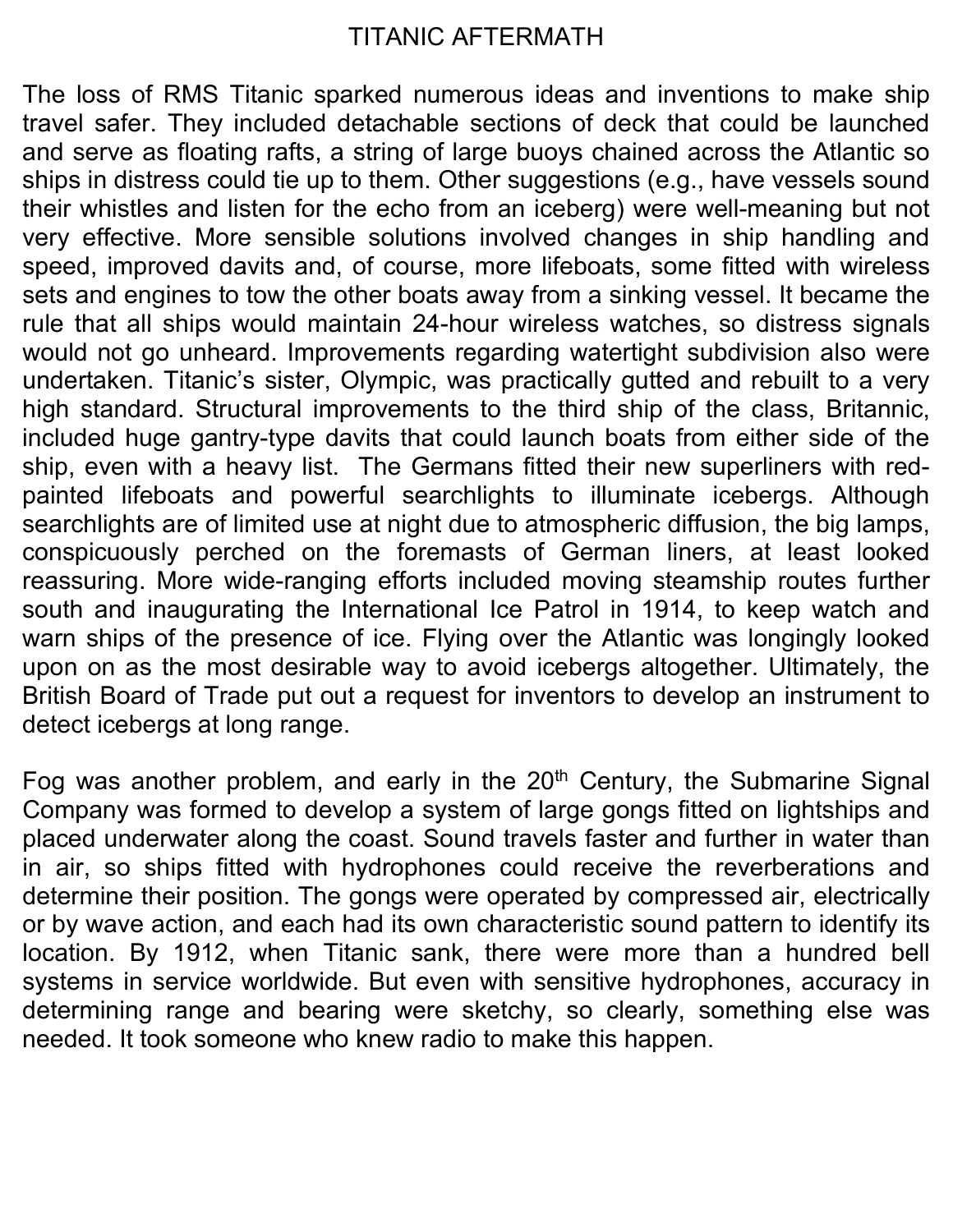# TITANIC AFTERMATH

The loss of RMS Titanic sparked numerous ideas and inventions to make ship travel safer. They included detachable sections of deck that could be launched and serve as floating rafts, a string of large buoys chained across the Atlantic so ships in distress could tie up to them. Other suggestions (e.g., have vessels sound their whistles and listen for the echo from an iceberg) were well-meaning but not very effective. More sensible solutions involved changes in ship handling and speed, improved davits and, of course, more lifeboats, some fitted with wireless sets and engines to tow the other boats away from a sinking vessel. It became the rule that all ships would maintain 24-hour wireless watches, so distress signals would not go unheard. Improvements regarding watertight subdivision also were undertaken. Titanic's sister, Olympic, was practically gutted and rebuilt to a very high standard. Structural improvements to the third ship of the class, Britannic, included huge gantry-type davits that could launch boats from either side of the ship, even with a heavy list. The Germans fitted their new superliners with red-painted lifeboats and powerful searchlights to illuminate icebergs. Although searchlights are of limited use at night due to atmospheric diffusion, the big lamps, conspicuously perched on the foremasts of German liners, at least looked reassuring. More wide-ranging efforts included moving steamship routes further south and inaugurating the International Ice Patrol in 1914, to keep watch and warn ships of the presence of ice. Flying over the Atlantic was longingly looked upon on as the most desirable way to avoid icebergs altogether. Ultimately, the British Board of Trade put out a request for inventors to develop an instrument to detect icebergs at long range.

Fog was another problem, and early in the 20th Century, the Submarine Signal Company was formed to develop a system of large gongs fitted on lightships and placed underwater along the coast. Sound travels faster and further in water than in air, so ships fitted with hydrophones could receive the reverberations and determine their position. The gongs were operated by compressed air, electrically or by wave action, and each had its own characteristic sound pattern to identify its location. By 1912, when Titanic sank, there were more than a hundred bell systems in service worldwide. But even with sensitive hydrophones, accuracy in determining range and bearing were sketchy, so clearly, something else was needed. It took someone who knew radio to make this happen.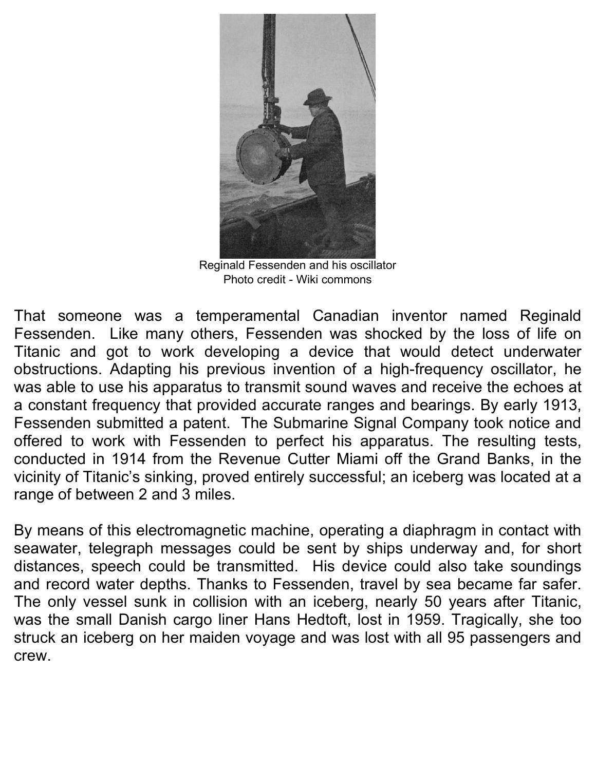Reginald Fessenden and his oscillator
Photo credit - Wiki commons

That someone was a temperamental Canadian inventor named Reginald Fessenden. Like many others, Fessenden was shocked by the loss of life on Titanic and got to work developing a device that would detect underwater obstructions. Adapting his previous invention of a high-frequency oscillator, he was able to use his apparatus to transmit sound waves and receive the echoes at a constant frequency that provided accurate ranges and bearings. By early 1913, Fessenden submitted a patent. The Submarine Signal Company took notice and offered to work with Fessenden to perfect his apparatus. The resulting tests, conducted in 1914 from the Revenue Cutter Miami off the Grand Banks, in the vicinity of Titanic's sinking, proved entirely successful; an iceberg was located at a range of between 2 and 3 miles.

By means of this electromagnetic machine, operating a diaphragm in contact with seawater, telegraph messages could be sent by ships underway and, for short distances, speech could be transmitted. His device could also take soundings and record water depths. Thanks to Fessenden, travel by sea became far safer. The only vessel sunk in collision with an iceberg, nearly 50 years after Titanic, was the small Danish cargo liner Hans Hedtoft, lost in 1959. Tragically, she too struck an iceberg on her maiden voyage and was lost with all 95 passengers and crew.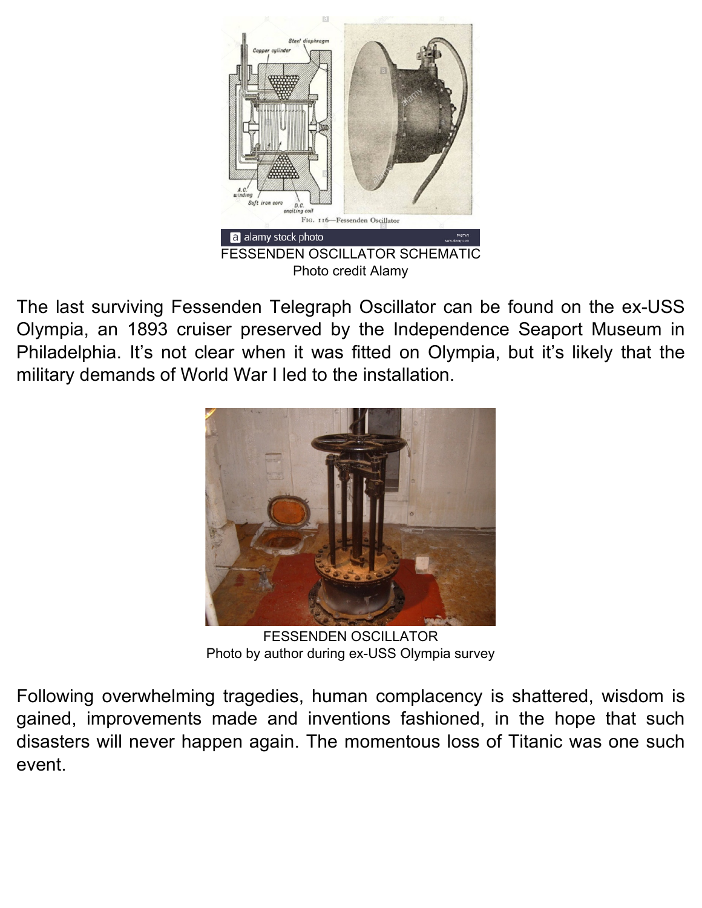FESSENDEN OSCILLATOR SCHEMATIC
Photo credit Alamy

The last surviving Fessenden Telegraph Oscillator can be found on the ex-USS Olympia, an 1893 cruiser preserved by the Independence Seaport Museum in Philadelphia. It's not clear when it was fitted on Olympia, but it's likely that the military demands of World War I led to the installation.

FESSENDEN OSCILLATOR
Photo by author during ex-USS Olympia survey

Following overwhelming tragedies, human complacency is shattered, wisdom is gained, improvements made and inventions fashioned, in the hope that such disasters will never happen again. The momentous loss of Titanic was one such event.